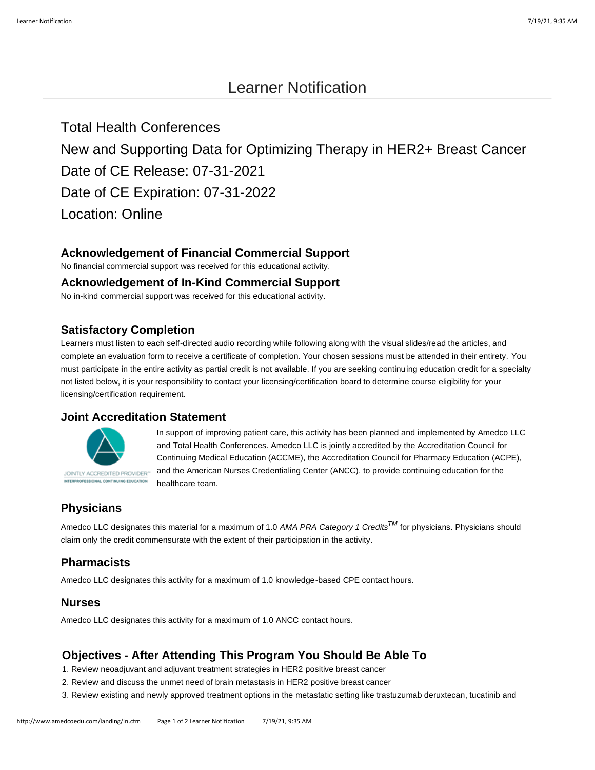# Learner Notification

Total Health Conferences

New and Supporting Data for Optimizing Therapy in HER2+ Breast Cancer

Date of CE Release: 07-31-2021

Date of CE Expiration: 07-31-2022

Location: Online

### Acknowledgement of Financial Commercial Support

No financial commercial support was received for this educational activity.

### Acknowledgement of In-Kind Commercial Support

No in-kind commercial support was received for this educational activity.

### Satisfactory Completion

Learners must listen to each self-directed audio recording while following along with the visual slides/read the articles, and complete an evaluation form to receive a certificate of completion. Your chosen sessions must be attended in their entirety. You must participate in the entire activity as partial credit is not available. If you are seeking continuing education credit for a specialty not listed below, it is your responsibility to contact your licensing/certification board to determine course eligibility for your licensing/certification requirement.

### Joint Accreditation Statement

JOINTLY ACCREDITED PROVIDER™
INTERPROFESSIONAL CONTINUING EDUCATION

In support of improving patient care, this activity has been planned and implemented by Amedco LLC and Total Health Conferences. Amedco LLC is jointly accredited by the Accreditation Council for Continuing Medical Education (ACCME), the Accreditation Council for Pharmacy Education (ACPE), and the American Nurses Credentialing Center (ANCC), to provide continuing education for the healthcare team.

### Physicians

Amedco LLC designates this material for a maximum of 1.0 *AMA PRA Category 1 Credits*™ for physicians. Physicians should claim only the credit commensurate with the extent of their participation in the activity.

### Pharmacists

Amedco LLC designates this activity for a maximum of 1.0 knowledge-based CPE contact hours.

### Nurses

Amedco LLC designates this activity for a maximum of 1.0 ANCC contact hours.

### Objectives - After Attending This Program You Should Be Able To

1. Review neoadjuvant and adjuvant treatment strategies in HER2 positive breast cancer
2. Review and discuss the unmet need of brain metastasis in HER2 positive breast cancer
3. Review existing and newly approved treatment options in the metastatic setting like trastuzumab deruxtecan, tucatinib and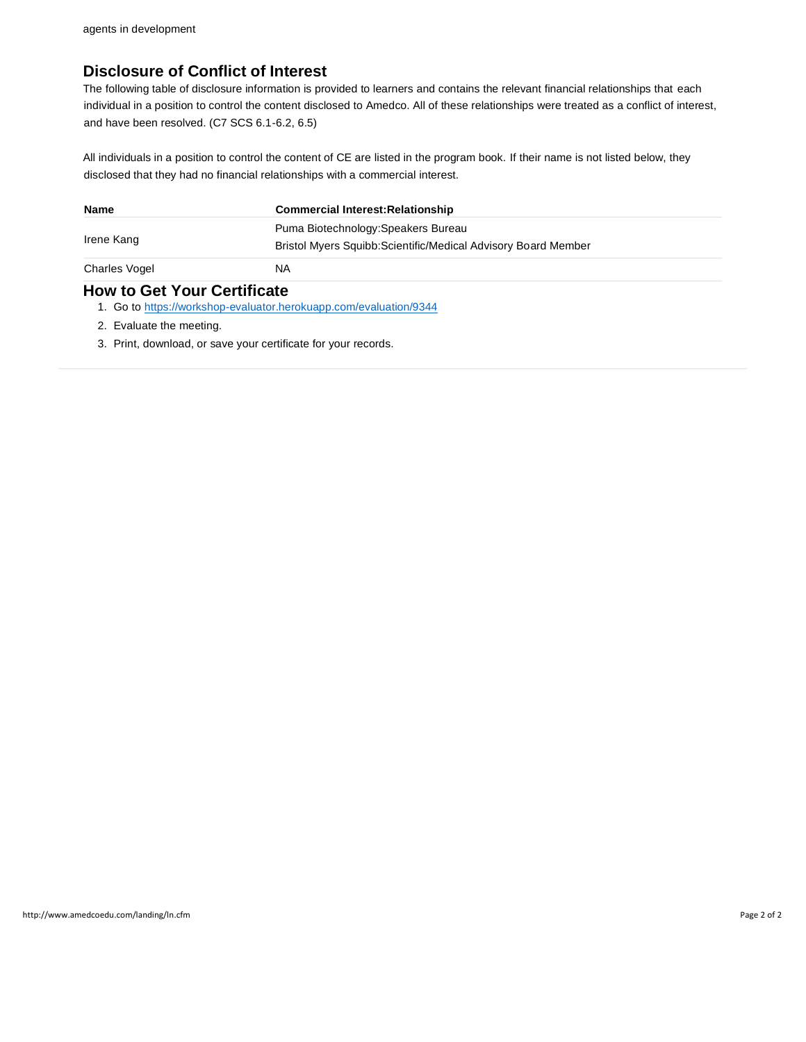agents in development

## Disclosure of Conflict of Interest

The following table of disclosure information is provided to learners and contains the relevant financial relationships that each individual in a position to control the content disclosed to Amedco. All of these relationships were treated as a conflict of interest, and have been resolved. (C7 SCS 6.1-6.2, 6.5)

All individuals in a position to control the content of CE are listed in the program book. If their name is not listed below, they disclosed that they had no financial relationships with a commercial interest.

| Name | Commercial Interest:Relationship |
|---|---|
| Irene Kang | Puma Biotechnology:Speakers Bureau<br>Bristol Myers Squibb:Scientific/Medical Advisory Board Member |
| Charles Vogel | NA |

## How to Get Your Certificate

1. Go to https://workshop-evaluator.herokuapp.com/evaluation/9344
2. Evaluate the meeting.
3. Print, download, or save your certificate for your records.